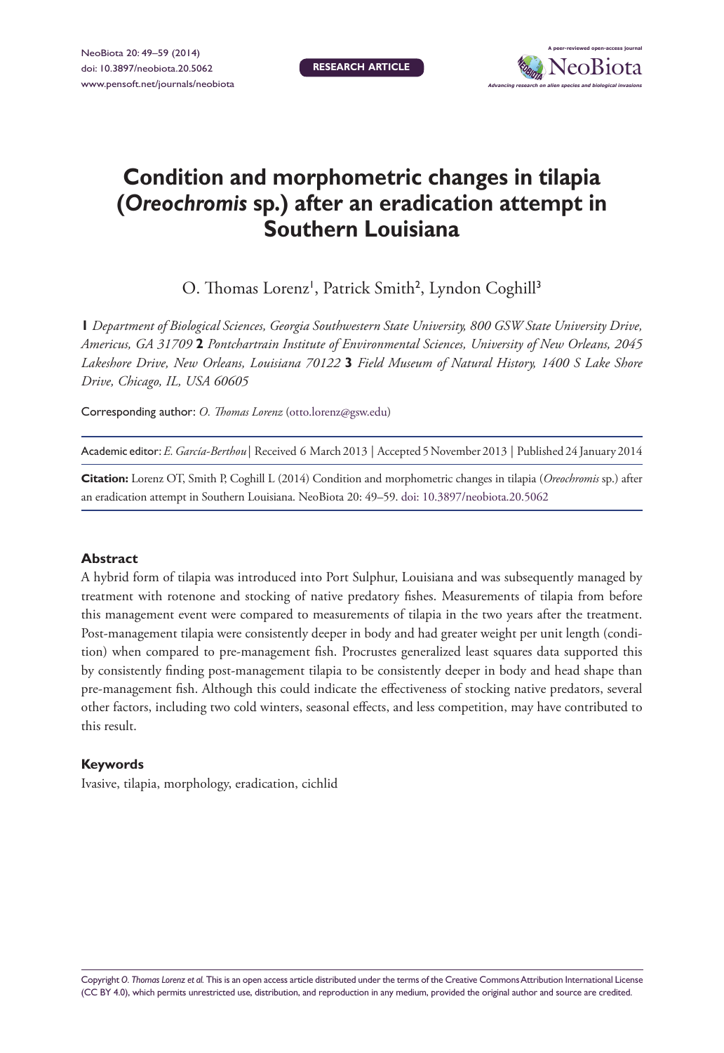# Condition and morphometric changes in tilapia (*Oreochromis* sp.) after an eradication attempt in Southern Louisiana

O. Thomas Lorenz[1], Patrick Smith[2], Lyndon Coghill[3]

**1** *Department of Biological Sciences, Georgia Southwestern State University, 800 GSW State University Drive, Americus, GA 31709* **2** *Pontchartrain Institute of Environmental Sciences, University of New Orleans, 2045 Lakeshore Drive, New Orleans, Louisiana 70122* **3** *Field Museum of Natural History, 1400 S Lake Shore Drive, Chicago, IL, USA 60605*

Corresponding author: *O. Thomas Lorenz* (otto.lorenz@gsw.edu)

Academic editor: *E. García-Berthou* | Received 6 March 2013 | Accepted 5 November 2013 | Published 24 January 2014

**Citation:** Lorenz OT, Smith P, Coghill L (2014) Condition and morphometric changes in tilapia (*Oreochromis* sp.) after an eradication attempt in Southern Louisiana. NeoBiota 20: 49–59. doi: 10.3897/neobiota.20.5062

## Abstract

A hybrid form of tilapia was introduced into Port Sulphur, Louisiana and was subsequently managed by treatment with rotenone and stocking of native predatory fishes. Measurements of tilapia from before this management event were compared to measurements of tilapia in the two years after the treatment. Post-management tilapia were consistently deeper in body and had greater weight per unit length (condition) when compared to pre-management fish. Procrustes generalized least squares data supported this by consistently finding post-management tilapia to be consistently deeper in body and head shape than pre-management fish. Although this could indicate the effectiveness of stocking native predators, several other factors, including two cold winters, seasonal effects, and less competition, may have contributed to this result.

## Keywords

Ivasive, tilapia, morphology, eradication, cichlid

Copyright *O. Thomas Lorenz et al.* This is an open access article distributed under the terms of the Creative Commons Attribution International License (CC BY 4.0), which permits unrestricted use, distribution, and reproduction in any medium, provided the original author and source are credited.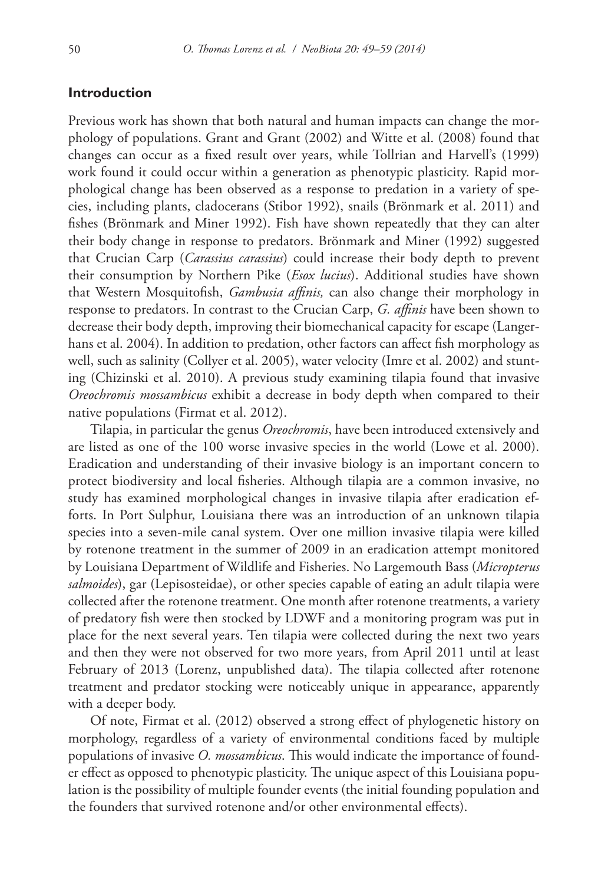## Introduction

Previous work has shown that both natural and human impacts can change the morphology of populations. Grant and Grant (2002) and Witte et al. (2008) found that changes can occur as a fixed result over years, while Tollrian and Harvell's (1999) work found it could occur within a generation as phenotypic plasticity. Rapid morphological change has been observed as a response to predation in a variety of species, including plants, cladocerans (Stibor 1992), snails (Brönmark et al. 2011) and fishes (Brönmark and Miner 1992). Fish have shown repeatedly that they can alter their body change in response to predators. Brönmark and Miner (1992) suggested that Crucian Carp (*Carassius carassius*) could increase their body depth to prevent their consumption by Northern Pike (*Esox lucius*). Additional studies have shown that Western Mosquitofish, *Gambusia affinis,* can also change their morphology in response to predators. In contrast to the Crucian Carp, *G. affinis* have been shown to decrease their body depth, improving their biomechanical capacity for escape (Langerhans et al. 2004). In addition to predation, other factors can affect fish morphology as well, such as salinity (Collyer et al. 2005), water velocity (Imre et al. 2002) and stunting (Chizinski et al. 2010). A previous study examining tilapia found that invasive *Oreochromis mossambicus* exhibit a decrease in body depth when compared to their native populations (Firmat et al. 2012).

Tilapia, in particular the genus *Oreochromis*, have been introduced extensively and are listed as one of the 100 worse invasive species in the world (Lowe et al. 2000). Eradication and understanding of their invasive biology is an important concern to protect biodiversity and local fisheries. Although tilapia are a common invasive, no study has examined morphological changes in invasive tilapia after eradication efforts. In Port Sulphur, Louisiana there was an introduction of an unknown tilapia species into a seven-mile canal system. Over one million invasive tilapia were killed by rotenone treatment in the summer of 2009 in an eradication attempt monitored by Louisiana Department of Wildlife and Fisheries. No Largemouth Bass (*Micropterus salmoides*), gar (Lepisosteidae), or other species capable of eating an adult tilapia were collected after the rotenone treatment. One month after rotenone treatments, a variety of predatory fish were then stocked by LDWF and a monitoring program was put in place for the next several years. Ten tilapia were collected during the next two years and then they were not observed for two more years, from April 2011 until at least February of 2013 (Lorenz, unpublished data). The tilapia collected after rotenone treatment and predator stocking were noticeably unique in appearance, apparently with a deeper body.

Of note, Firmat et al. (2012) observed a strong effect of phylogenetic history on morphology, regardless of a variety of environmental conditions faced by multiple populations of invasive *O. mossambicus*. This would indicate the importance of founder effect as opposed to phenotypic plasticity. The unique aspect of this Louisiana population is the possibility of multiple founder events (the initial founding population and the founders that survived rotenone and/or other environmental effects).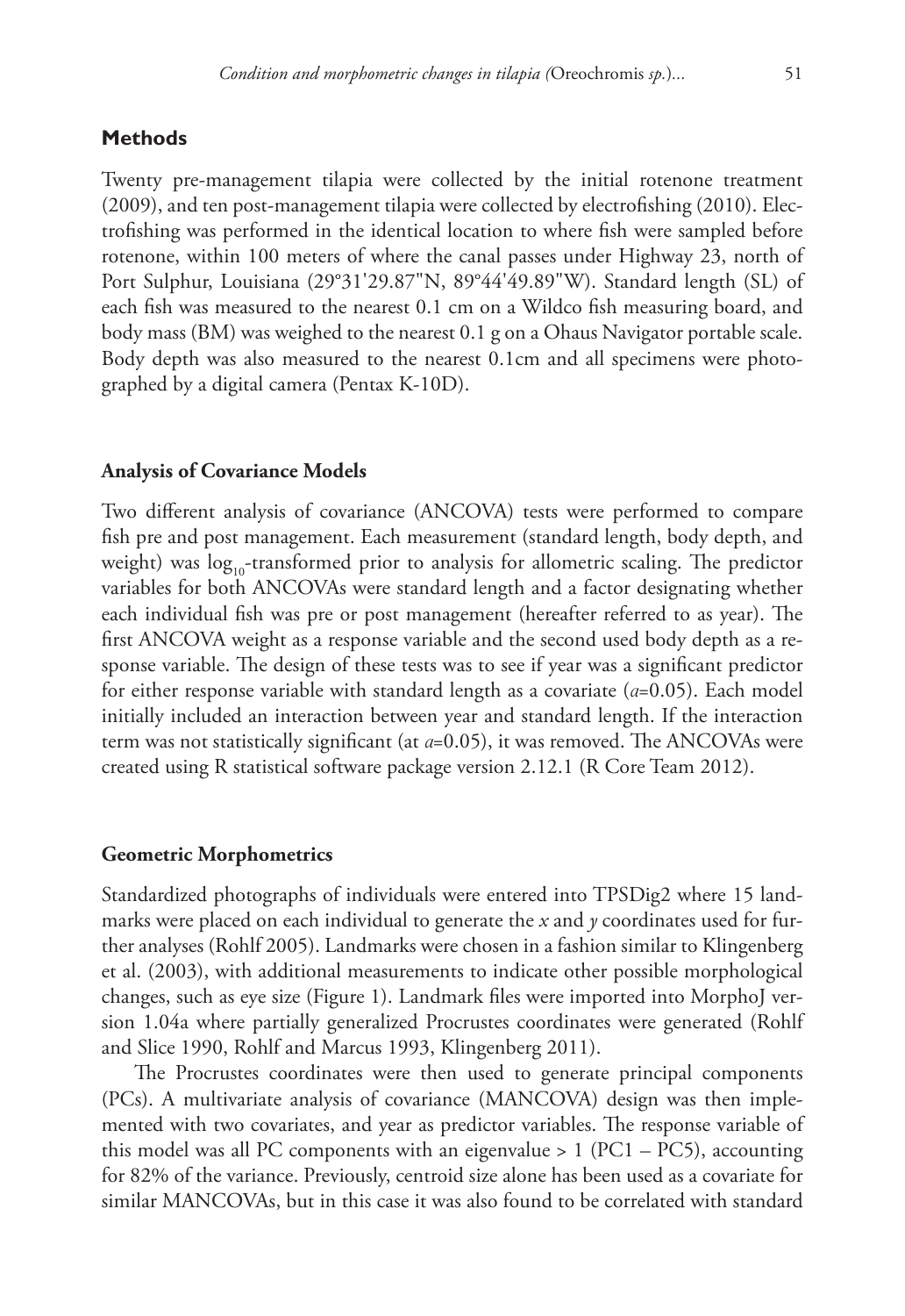## Methods

Twenty pre-management tilapia were collected by the initial rotenone treatment (2009), and ten post-management tilapia were collected by electrofishing (2010). Electrofishing was performed in the identical location to where fish were sampled before rotenone, within 100 meters of where the canal passes under Highway 23, north of Port Sulphur, Louisiana (29°31'29.87"N, 89°44'49.89"W). Standard length (SL) of each fish was measured to the nearest 0.1 cm on a Wildco fish measuring board, and body mass (BM) was weighed to the nearest 0.1 g on a Ohaus Navigator portable scale. Body depth was also measured to the nearest 0.1cm and all specimens were photographed by a digital camera (Pentax K-10D).

### Analysis of Covariance Models

Two different analysis of covariance (ANCOVA) tests were performed to compare fish pre and post management. Each measurement (standard length, body depth, and weight) was $\log_{10}$-transformed prior to analysis for allometric scaling. The predictor variables for both ANCOVAs were standard length and a factor designating whether each individual fish was pre or post management (hereafter referred to as year). The first ANCOVA weight as a response variable and the second used body depth as a response variable. The design of these tests was to see if year was a significant predictor for either response variable with standard length as a covariate ($a$=0.05). Each model initially included an interaction between year and standard length. If the interaction term was not statistically significant (at $a$=0.05), it was removed. The ANCOVAs were created using R statistical software package version 2.12.1 (R Core Team 2012).

### Geometric Morphometrics

Standardized photographs of individuals were entered into TPSDig2 where 15 landmarks were placed on each individual to generate the $x$ and $y$ coordinates used for further analyses (Rohlf 2005). Landmarks were chosen in a fashion similar to Klingenberg et al. (2003), with additional measurements to indicate other possible morphological changes, such as eye size (Figure 1). Landmark files were imported into MorphoJ version 1.04a where partially generalized Procrustes coordinates were generated (Rohlf and Slice 1990, Rohlf and Marcus 1993, Klingenberg 2011).

The Procrustes coordinates were then used to generate principal components (PCs). A multivariate analysis of covariance (MANCOVA) design was then implemented with two covariates, and year as predictor variables. The response variable of this model was all PC components with an eigenvalue > 1 (PC1 – PC5), accounting for 82% of the variance. Previously, centroid size alone has been used as a covariate for similar MANCOVAs, but in this case it was also found to be correlated with standard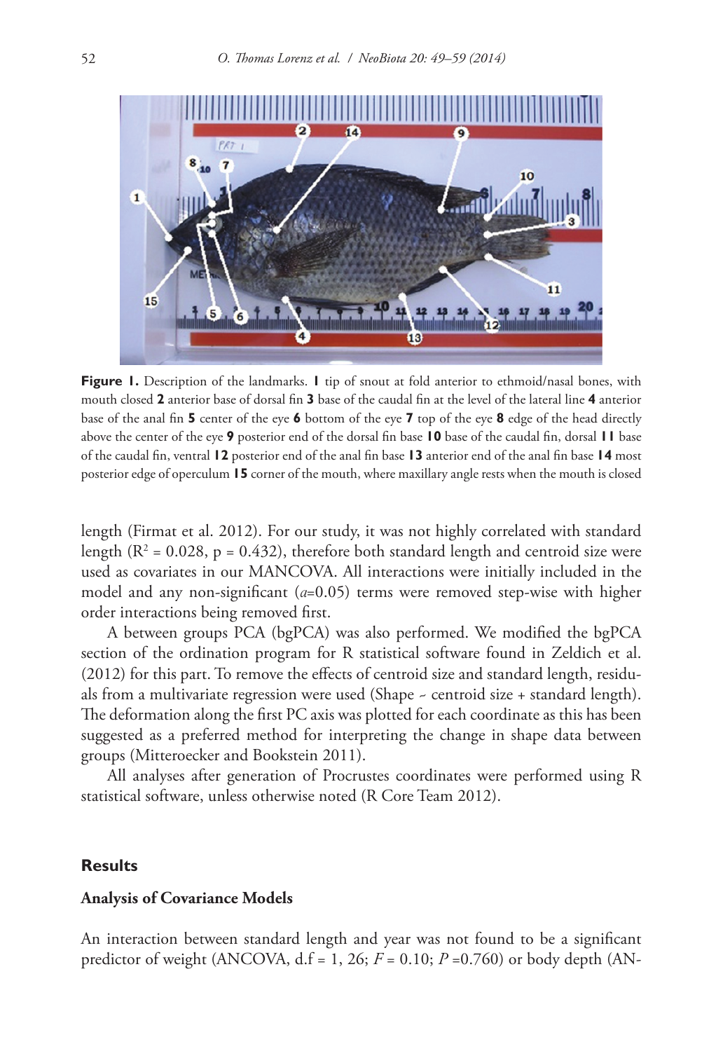**Figure 1.** Description of the landmarks. **1** tip of snout at fold anterior to ethmoid/nasal bones, with mouth closed **2** anterior base of dorsal fin **3** base of the caudal fin at the level of the lateral line **4** anterior base of the anal fin **5** center of the eye **6** bottom of the eye **7** top of the eye **8** edge of the head directly above the center of the eye **9** posterior end of the dorsal fin base **10** base of the caudal fin, dorsal **11** base of the caudal fin, ventral **12** posterior end of the anal fin base **13** anterior end of the anal fin base **14** most posterior edge of operculum **15** corner of the mouth, where maxillary angle rests when the mouth is closed

length (Firmat et al. 2012). For our study, it was not highly correlated with standard length ($R^2 = 0.028$, $p = 0.432$), therefore both standard length and centroid size were used as covariates in our MANCOVA. All interactions were initially included in the model and any non-significant ($a$=0.05) terms were removed step-wise with higher order interactions being removed first.

A between groups PCA (bgPCA) was also performed. We modified the bgPCA section of the ordination program for R statistical software found in Zeldich et al. (2012) for this part. To remove the effects of centroid size and standard length, residuals from a multivariate regression were used (Shape ~ centroid size + standard length). The deformation along the first PC axis was plotted for each coordinate as this has been suggested as a preferred method for interpreting the change in shape data between groups (Mitteroecker and Bookstein 2011).

All analyses after generation of Procrustes coordinates were performed using R statistical software, unless otherwise noted (R Core Team 2012).

## Results

### Analysis of Covariance Models

An interaction between standard length and year was not found to be a significant predictor of weight (ANCOVA, d.f = 1, 26; $F = 0.10$; $P = 0.760$) or body depth (AN-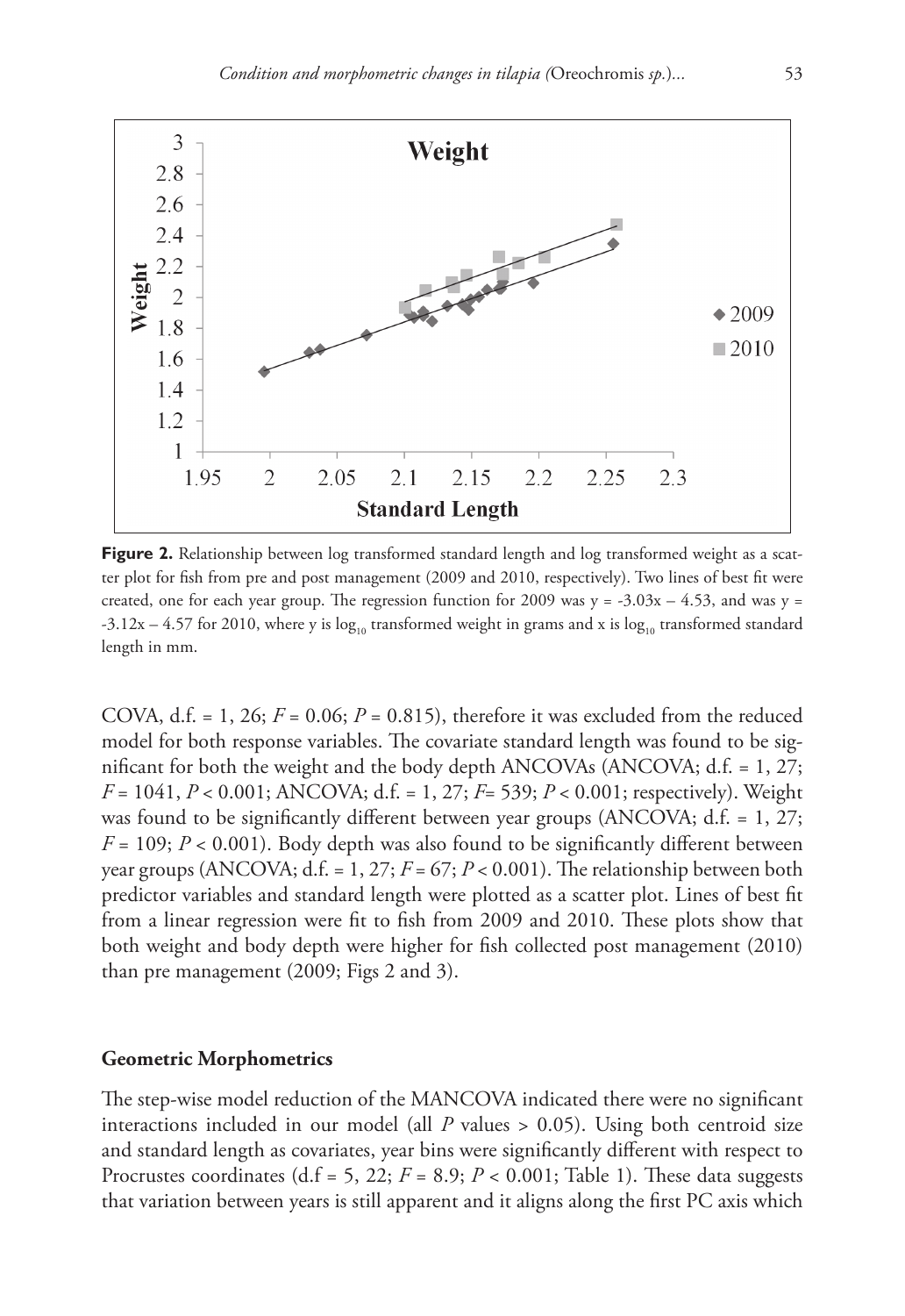**Figure 2.** Relationship between log transformed standard length and log transformed weight as a scatter plot for fish from pre and post management (2009 and 2010, respectively). Two lines of best fit were created, one for each year group. The regression function for 2009 was y = -3.03x – 4.53, and was y = -3.12x – 4.57 for 2010, where y is $\log_{10}$ transformed weight in grams and x is $\log_{10}$ transformed standard length in mm.

COVA, d.f. = 1, 26; $F = 0.06$; $P = 0.815$), therefore it was excluded from the reduced model for both response variables. The covariate standard length was found to be significant for both the weight and the body depth ANCOVAs (ANCOVA; d.f. = 1, 27; $F = 1041$, $P < 0.001$; ANCOVA; d.f. = 1, 27; $F = 539$; $P < 0.001$; respectively). Weight was found to be significantly different between year groups (ANCOVA; d.f. = 1, 27; $F = 109$; $P < 0.001$). Body depth was also found to be significantly different between year groups (ANCOVA; d.f. = 1, 27; $F = 67$; $P < 0.001$). The relationship between both predictor variables and standard length were plotted as a scatter plot. Lines of best fit from a linear regression were fit to fish from 2009 and 2010. These plots show that both weight and body depth were higher for fish collected post management (2010) than pre management (2009; Figs 2 and 3).

### Geometric Morphometrics

The step-wise model reduction of the MANCOVA indicated there were no significant interactions included in our model (all $P$ values > 0.05). Using both centroid size and standard length as covariates, year bins were significantly different with respect to Procrustes coordinates (d.f = 5, 22; $F = 8.9$; $P < 0.001$; Table 1). These data suggests that variation between years is still apparent and it aligns along the first PC axis which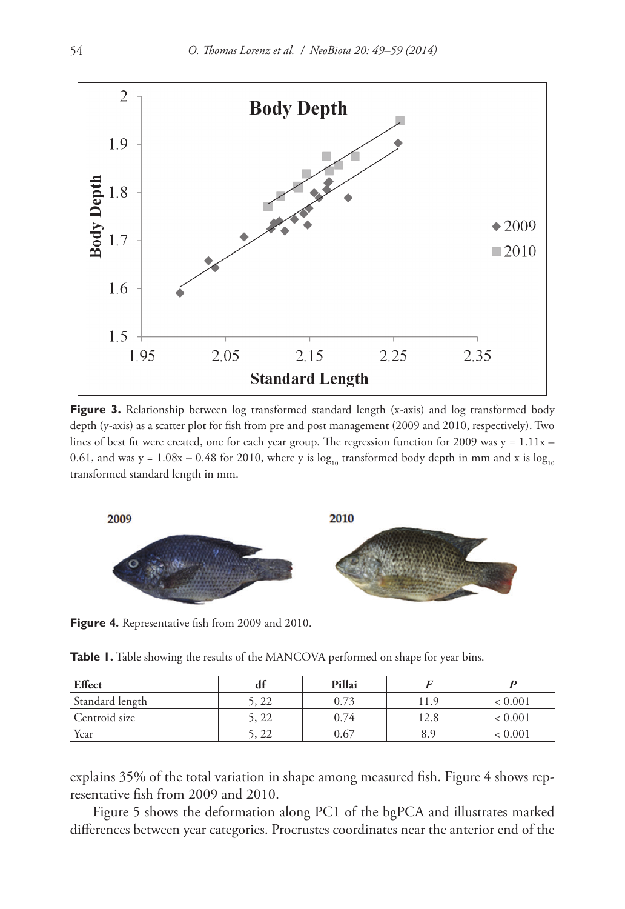**Figure 3.** Relationship between log transformed standard length (x-axis) and log transformed body depth (y-axis) as a scatter plot for fish from pre and post management (2009 and 2010, respectively). Two lines of best fit were created, one for each year group. The regression function for 2009 was $y = 1.11x - 0.61$, and was $y = 1.08x - 0.48$ for 2010, where y is $\log_{10}$ transformed body depth in mm and x is $\log_{10}$ transformed standard length in mm.

**Figure 4.** Representative fish from 2009 and 2010.

**Table 1.** Table showing the results of the MANCOVA performed on shape for year bins.

| Effect | df | Pillai | *F* | *P* |
|---|---|---|---|---|
| Standard length | 5, 22 | 0.73 | 11.9 | < 0.001 |
| Centroid size | 5, 22 | 0.74 | 12.8 | < 0.001 |
| Year | 5, 22 | 0.67 | 8.9 | < 0.001 |

explains 35% of the total variation in shape among measured fish. Figure 4 shows representative fish from 2009 and 2010.

Figure 5 shows the deformation along PC1 of the bgPCA and illustrates marked differences between year categories. Procrustes coordinates near the anterior end of the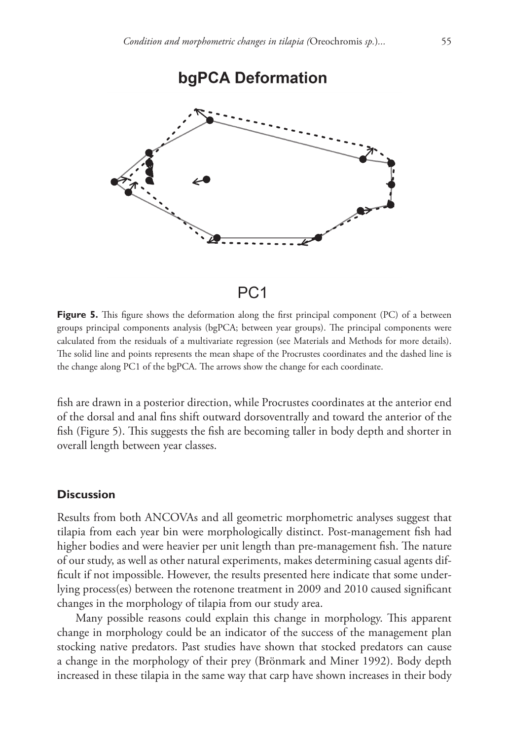**Figure 5.** This figure shows the deformation along the first principal component (PC) of a between groups principal components analysis (bgPCA; between year groups). The principal components were calculated from the residuals of a multivariate regression (see Materials and Methods for more details). The solid line and points represents the mean shape of the Procrustes coordinates and the dashed line is the change along PC1 of the bgPCA. The arrows show the change for each coordinate.

fish are drawn in a posterior direction, while Procrustes coordinates at the anterior end of the dorsal and anal fins shift outward dorsoventrally and toward the anterior of the fish (Figure 5). This suggests the fish are becoming taller in body depth and shorter in overall length between year classes.

## Discussion

Results from both ANCOVAs and all geometric morphometric analyses suggest that tilapia from each year bin were morphologically distinct. Post-management fish had higher bodies and were heavier per unit length than pre-management fish. The nature of our study, as well as other natural experiments, makes determining casual agents difficult if not impossible. However, the results presented here indicate that some underlying process(es) between the rotenone treatment in 2009 and 2010 caused significant changes in the morphology of tilapia from our study area.

Many possible reasons could explain this change in morphology. This apparent change in morphology could be an indicator of the success of the management plan stocking native predators. Past studies have shown that stocked predators can cause a change in the morphology of their prey (Brönmark and Miner 1992). Body depth increased in these tilapia in the same way that carp have shown increases in their body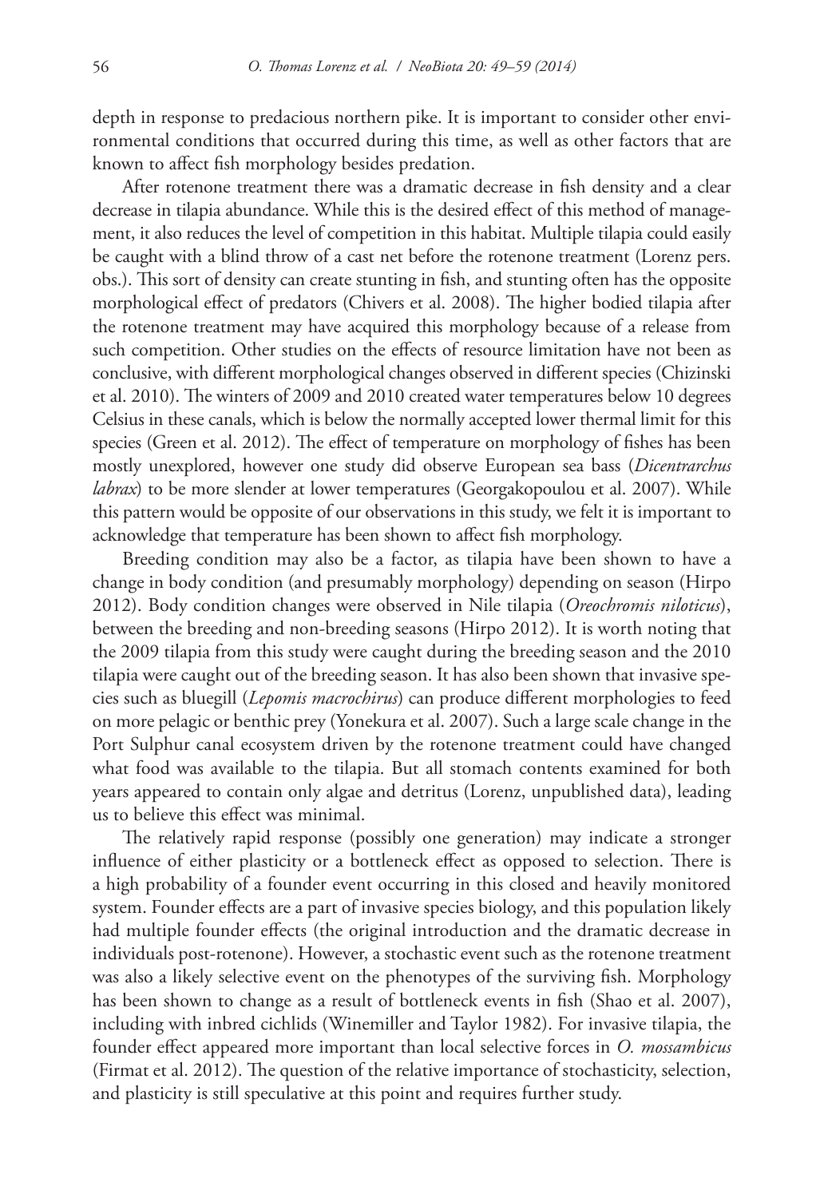depth in response to predacious northern pike. It is important to consider other environmental conditions that occurred during this time, as well as other factors that are known to affect fish morphology besides predation.

After rotenone treatment there was a dramatic decrease in fish density and a clear decrease in tilapia abundance. While this is the desired effect of this method of management, it also reduces the level of competition in this habitat. Multiple tilapia could easily be caught with a blind throw of a cast net before the rotenone treatment (Lorenz pers. obs.). This sort of density can create stunting in fish, and stunting often has the opposite morphological effect of predators (Chivers et al. 2008). The higher bodied tilapia after the rotenone treatment may have acquired this morphology because of a release from such competition. Other studies on the effects of resource limitation have not been as conclusive, with different morphological changes observed in different species (Chizinski et al. 2010). The winters of 2009 and 2010 created water temperatures below 10 degrees Celsius in these canals, which is below the normally accepted lower thermal limit for this species (Green et al. 2012). The effect of temperature on morphology of fishes has been mostly unexplored, however one study did observe European sea bass (*Dicentrarchus labrax*) to be more slender at lower temperatures (Georgakopoulou et al. 2007). While this pattern would be opposite of our observations in this study, we felt it is important to acknowledge that temperature has been shown to affect fish morphology.

Breeding condition may also be a factor, as tilapia have been shown to have a change in body condition (and presumably morphology) depending on season (Hirpo 2012). Body condition changes were observed in Nile tilapia (*Oreochromis niloticus*), between the breeding and non-breeding seasons (Hirpo 2012). It is worth noting that the 2009 tilapia from this study were caught during the breeding season and the 2010 tilapia were caught out of the breeding season. It has also been shown that invasive species such as bluegill (*Lepomis macrochirus*) can produce different morphologies to feed on more pelagic or benthic prey (Yonekura et al. 2007). Such a large scale change in the Port Sulphur canal ecosystem driven by the rotenone treatment could have changed what food was available to the tilapia. But all stomach contents examined for both years appeared to contain only algae and detritus (Lorenz, unpublished data), leading us to believe this effect was minimal.

The relatively rapid response (possibly one generation) may indicate a stronger influence of either plasticity or a bottleneck effect as opposed to selection. There is a high probability of a founder event occurring in this closed and heavily monitored system. Founder effects are a part of invasive species biology, and this population likely had multiple founder effects (the original introduction and the dramatic decrease in individuals post-rotenone). However, a stochastic event such as the rotenone treatment was also a likely selective event on the phenotypes of the surviving fish. Morphology has been shown to change as a result of bottleneck events in fish (Shao et al. 2007), including with inbred cichlids (Winemiller and Taylor 1982). For invasive tilapia, the founder effect appeared more important than local selective forces in *O. mossambicus* (Firmat et al. 2012). The question of the relative importance of stochasticity, selection, and plasticity is still speculative at this point and requires further study.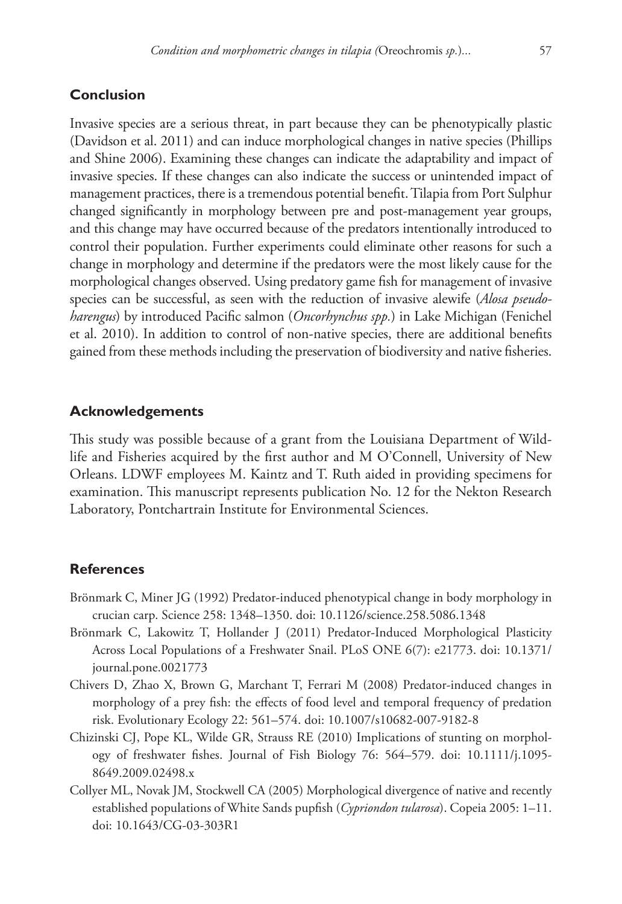## Conclusion

Invasive species are a serious threat, in part because they can be phenotypically plastic (Davidson et al. 2011) and can induce morphological changes in native species (Phillips and Shine 2006). Examining these changes can indicate the adaptability and impact of invasive species. If these changes can also indicate the success or unintended impact of management practices, there is a tremendous potential benefit. Tilapia from Port Sulphur changed significantly in morphology between pre and post-management year groups, and this change may have occurred because of the predators intentionally introduced to control their population. Further experiments could eliminate other reasons for such a change in morphology and determine if the predators were the most likely cause for the morphological changes observed. Using predatory game fish for management of invasive species can be successful, as seen with the reduction of invasive alewife (*Alosa pseudoharengus*) by introduced Pacific salmon (*Oncorhynchus spp.*) in Lake Michigan (Fenichel et al. 2010). In addition to control of non-native species, there are additional benefits gained from these methods including the preservation of biodiversity and native fisheries.

## Acknowledgements

This study was possible because of a grant from the Louisiana Department of Wildlife and Fisheries acquired by the first author and M O'Connell, University of New Orleans. LDWF employees M. Kaintz and T. Ruth aided in providing specimens for examination. This manuscript represents publication No. 12 for the Nekton Research Laboratory, Pontchartrain Institute for Environmental Sciences.

## References

Brönmark C, Miner JG (1992) Predator-induced phenotypical change in body morphology in crucian carp. Science 258: 1348–1350. doi: 10.1126/science.258.5086.1348

Brönmark C, Lakowitz T, Hollander J (2011) Predator-Induced Morphological Plasticity Across Local Populations of a Freshwater Snail. PLoS ONE 6(7): e21773. doi: 10.1371/journal.pone.0021773

Chivers D, Zhao X, Brown G, Marchant T, Ferrari M (2008) Predator-induced changes in morphology of a prey fish: the effects of food level and temporal frequency of predation risk. Evolutionary Ecology 22: 561–574. doi: 10.1007/s10682-007-9182-8

Chizinski CJ, Pope KL, Wilde GR, Strauss RE (2010) Implications of stunting on morphology of freshwater fishes. Journal of Fish Biology 76: 564–579. doi: 10.1111/j.1095-8649.2009.02498.x

Collyer ML, Novak JM, Stockwell CA (2005) Morphological divergence of native and recently established populations of White Sands pupfish (*Cypriondon tularosa*). Copeia 2005: 1–11. doi: 10.1643/CG-03-303R1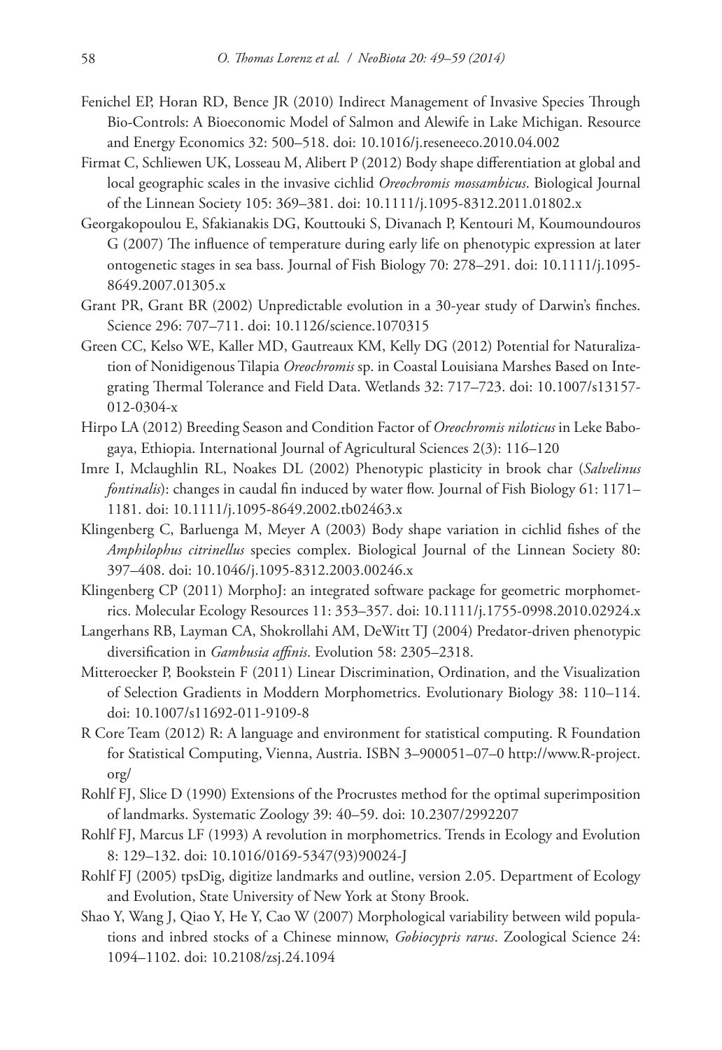Fenichel EP, Horan RD, Bence JR (2010) Indirect Management of Invasive Species Through Bio-Controls: A Bioeconomic Model of Salmon and Alewife in Lake Michigan. Resource and Energy Economics 32: 500–518. doi: 10.1016/j.reseneeco.2010.04.002

Firmat C, Schliewen UK, Losseau M, Alibert P (2012) Body shape differentiation at global and local geographic scales in the invasive cichlid *Oreochromis mossambicus*. Biological Journal of the Linnean Society 105: 369–381. doi: 10.1111/j.1095-8312.2011.01802.x

Georgakopoulou E, Sfakianakis DG, Kouttouki S, Divanach P, Kentouri M, Koumoundouros G (2007) The influence of temperature during early life on phenotypic expression at later ontogenetic stages in sea bass. Journal of Fish Biology 70: 278–291. doi: 10.1111/j.1095-8649.2007.01305.x

Grant PR, Grant BR (2002) Unpredictable evolution in a 30-year study of Darwin's finches. Science 296: 707–711. doi: 10.1126/science.1070315

Green CC, Kelso WE, Kaller MD, Gautreaux KM, Kelly DG (2012) Potential for Naturalization of Nonidigenous Tilapia *Oreochromis* sp. in Coastal Louisiana Marshes Based on Integrating Thermal Tolerance and Field Data. Wetlands 32: 717–723. doi: 10.1007/s13157-012-0304-x

Hirpo LA (2012) Breeding Season and Condition Factor of *Oreochromis niloticus* in Leke Babogaya, Ethiopia. International Journal of Agricultural Sciences 2(3): 116–120

Imre I, Mclaughlin RL, Noakes DL (2002) Phenotypic plasticity in brook char (*Salvelinus fontinalis*): changes in caudal fin induced by water flow. Journal of Fish Biology 61: 1171–1181. doi: 10.1111/j.1095-8649.2002.tb02463.x

Klingenberg C, Barluenga M, Meyer A (2003) Body shape variation in cichlid fishes of the *Amphilophus citrinellus* species complex. Biological Journal of the Linnean Society 80: 397–408. doi: 10.1046/j.1095-8312.2003.00246.x

Klingenberg CP (2011) MorphoJ: an integrated software package for geometric morphometrics. Molecular Ecology Resources 11: 353–357. doi: 10.1111/j.1755-0998.2010.02924.x

Langerhans RB, Layman CA, Shokrollahi AM, DeWitt TJ (2004) Predator-driven phenotypic diversification in *Gambusia affinis*. Evolution 58: 2305–2318.

Mitteroecker P, Bookstein F (2011) Linear Discrimination, Ordination, and the Visualization of Selection Gradients in Moddern Morphometrics. Evolutionary Biology 38: 110–114. doi: 10.1007/s11692-011-9109-8

R Core Team (2012) R: A language and environment for statistical computing. R Foundation for Statistical Computing, Vienna, Austria. ISBN 3–900051–07–0 http://www.R-project.org/

Rohlf FJ, Slice D (1990) Extensions of the Procrustes method for the optimal superimposition of landmarks. Systematic Zoology 39: 40–59. doi: 10.2307/2992207

Rohlf FJ, Marcus LF (1993) A revolution in morphometrics. Trends in Ecology and Evolution 8: 129–132. doi: 10.1016/0169-5347(93)90024-J

Rohlf FJ (2005) tpsDig, digitize landmarks and outline, version 2.05. Department of Ecology and Evolution, State University of New York at Stony Brook.

Shao Y, Wang J, Qiao Y, He Y, Cao W (2007) Morphological variability between wild populations and inbred stocks of a Chinese minnow, *Gobiocypris rarus*. Zoological Science 24: 1094–1102. doi: 10.2108/zsj.24.1094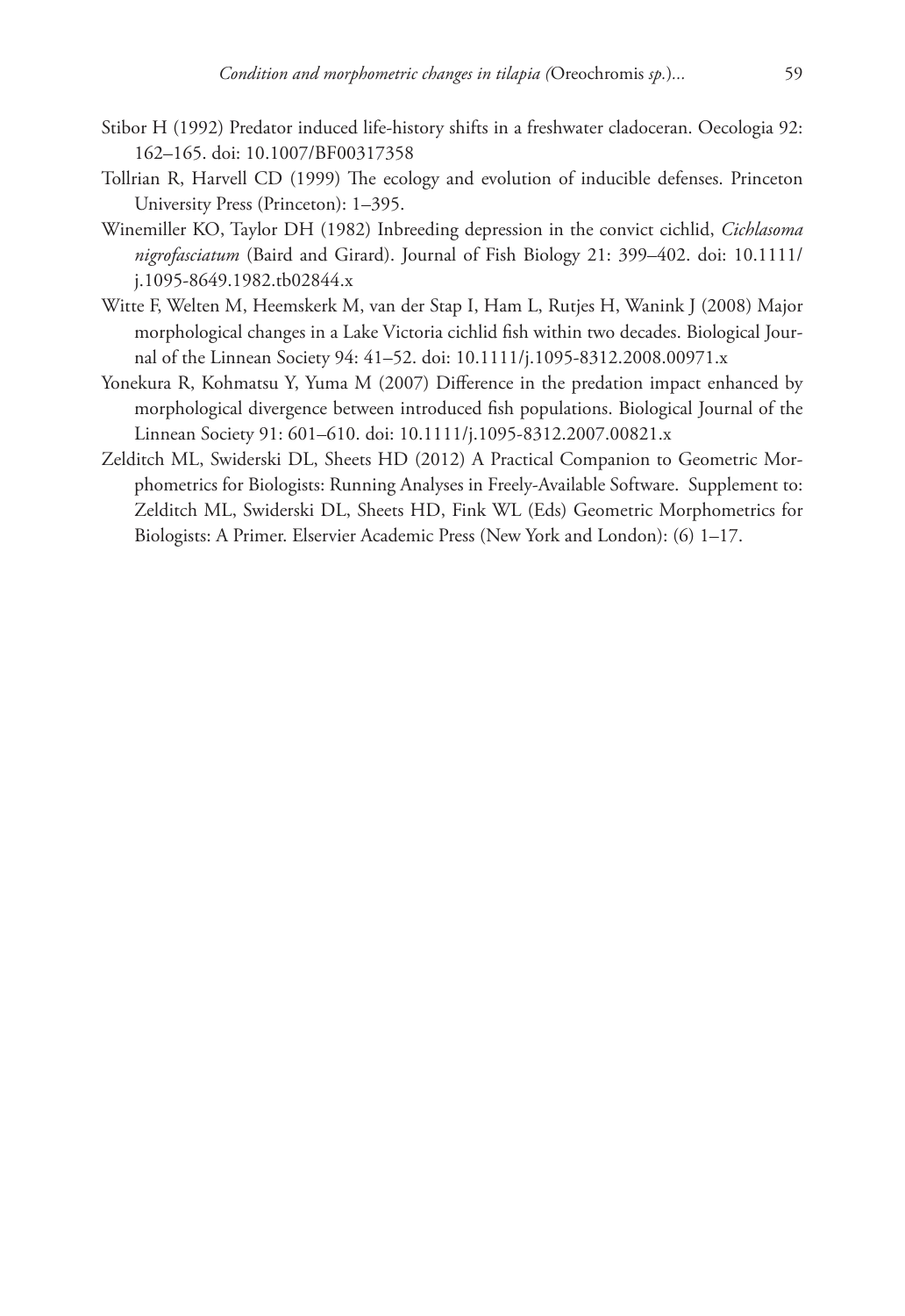Stibor H (1992) Predator induced life-history shifts in a freshwater cladoceran. Oecologia 92: 162–165. doi: 10.1007/BF00317358

Tollrian R, Harvell CD (1999) The ecology and evolution of inducible defenses. Princeton University Press (Princeton): 1–395.

Winemiller KO, Taylor DH (1982) Inbreeding depression in the convict cichlid, *Cichlasoma nigrofasciatum* (Baird and Girard). Journal of Fish Biology 21: 399–402. doi: 10.1111/j.1095-8649.1982.tb02844.x

Witte F, Welten M, Heemskerk M, van der Stap I, Ham L, Rutjes H, Wanink J (2008) Major morphological changes in a Lake Victoria cichlid fish within two decades. Biological Journal of the Linnean Society 94: 41–52. doi: 10.1111/j.1095-8312.2008.00971.x

Yonekura R, Kohmatsu Y, Yuma M (2007) Difference in the predation impact enhanced by morphological divergence between introduced fish populations. Biological Journal of the Linnean Society 91: 601–610. doi: 10.1111/j.1095-8312.2007.00821.x

Zelditch ML, Swiderski DL, Sheets HD (2012) A Practical Companion to Geometric Morphometrics for Biologists: Running Analyses in Freely-Available Software. Supplement to: Zelditch ML, Swiderski DL, Sheets HD, Fink WL (Eds) Geometric Morphometrics for Biologists: A Primer. Elservier Academic Press (New York and London): (6) 1–17.